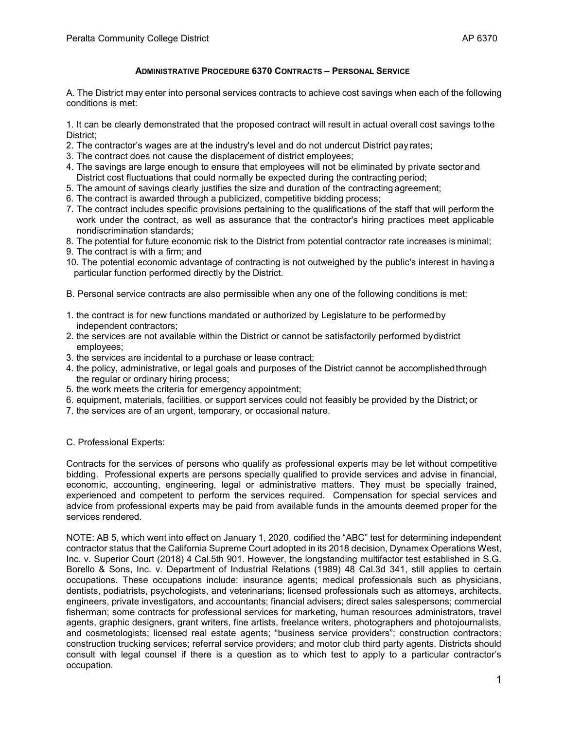# Administrative Procedure 6370 Contracts – Personal Service

A. The District may enter into personal services contracts to achieve cost savings when each of the following conditions is met:

1. It can be clearly demonstrated that the proposed contract will result in actual overall cost savings to the District;
2. The contractor's wages are at the industry's level and do not undercut District pay rates;
3. The contract does not cause the displacement of district employees;
4. The savings are large enough to ensure that employees will not be eliminated by private sector and District cost fluctuations that could normally be expected during the contracting period;
5. The amount of savings clearly justifies the size and duration of the contracting agreement;
6. The contract is awarded through a publicized, competitive bidding process;
7. The contract includes specific provisions pertaining to the qualifications of the staff that will perform the work under the contract, as well as assurance that the contractor's hiring practices meet applicable nondiscrimination standards;
8. The potential for future economic risk to the District from potential contractor rate increases is minimal;
9. The contract is with a firm; and
10. The potential economic advantage of contracting is not outweighed by the public's interest in having a particular function performed directly by the District.

B. Personal service contracts are also permissible when any one of the following conditions is met:

1. the contract is for new functions mandated or authorized by Legislature to be performed by independent contractors;
2. the services are not available within the District or cannot be satisfactorily performed by district employees;
3. the services are incidental to a purchase or lease contract;
4. the policy, administrative, or legal goals and purposes of the District cannot be accomplished through the regular or ordinary hiring process;
5. the work meets the criteria for emergency appointment;
6. equipment, materials, facilities, or support services could not feasibly be provided by the District; or
7. the services are of an urgent, temporary, or occasional nature.

C. Professional Experts:

Contracts for the services of persons who qualify as professional experts may be let without competitive bidding. Professional experts are persons specially qualified to provide services and advise in financial, economic, accounting, engineering, legal or administrative matters. They must be specially trained, experienced and competent to perform the services required. Compensation for special services and advice from professional experts may be paid from available funds in the amounts deemed proper for the services rendered.

NOTE: AB 5, which went into effect on January 1, 2020, codified the "ABC" test for determining independent contractor status that the California Supreme Court adopted in its 2018 decision, Dynamex Operations West, Inc. v. Superior Court (2018) 4 Cal.5th 901. However, the longstanding multifactor test established in S.G. Borello & Sons, Inc. v. Department of Industrial Relations (1989) 48 Cal.3d 341, still applies to certain occupations. These occupations include: insurance agents; medical professionals such as physicians, dentists, podiatrists, psychologists, and veterinarians; licensed professionals such as attorneys, architects, engineers, private investigators, and accountants; financial advisers; direct sales salespersons; commercial fisherman; some contracts for professional services for marketing, human resources administrators, travel agents, graphic designers, grant writers, fine artists, freelance writers, photographers and photojournalists, and cosmetologists; licensed real estate agents; "business service providers"; construction contractors; construction trucking services; referral service providers; and motor club third party agents. Districts should consult with legal counsel if there is a question as to which test to apply to a particular contractor's occupation.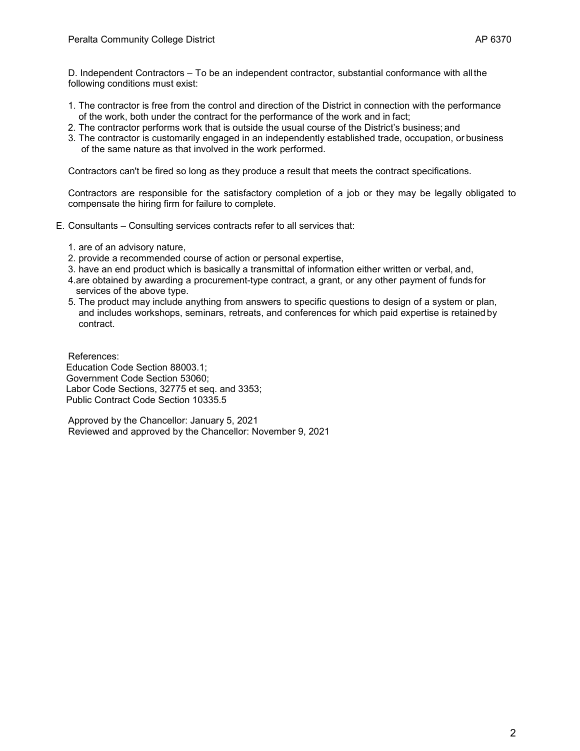D. Independent Contractors – To be an independent contractor, substantial conformance with all the following conditions must exist:

1. The contractor is free from the control and direction of the District in connection with the performance of the work, both under the contract for the performance of the work and in fact;
2. The contractor performs work that is outside the usual course of the District's business; and
3. The contractor is customarily engaged in an independently established trade, occupation, or business of the same nature as that involved in the work performed.

Contractors can't be fired so long as they produce a result that meets the contract specifications.

Contractors are responsible for the satisfactory completion of a job or they may be legally obligated to compensate the hiring firm for failure to complete.

E. Consultants – Consulting services contracts refer to all services that:

1. are of an advisory nature,
2. provide a recommended course of action or personal expertise,
3. have an end product which is basically a transmittal of information either written or verbal, and,
4. are obtained by awarding a procurement-type contract, a grant, or any other payment of funds for services of the above type.
5. The product may include anything from answers to specific questions to design of a system or plan, and includes workshops, seminars, retreats, and conferences for which paid expertise is retained by contract.

References:
Education Code Section 88003.1;
Government Code Section 53060;
Labor Code Sections, 32775 et seq. and 3353;
Public Contract Code Section 10335.5

Approved by the Chancellor: January 5, 2021
Reviewed and approved by the Chancellor: November 9, 2021